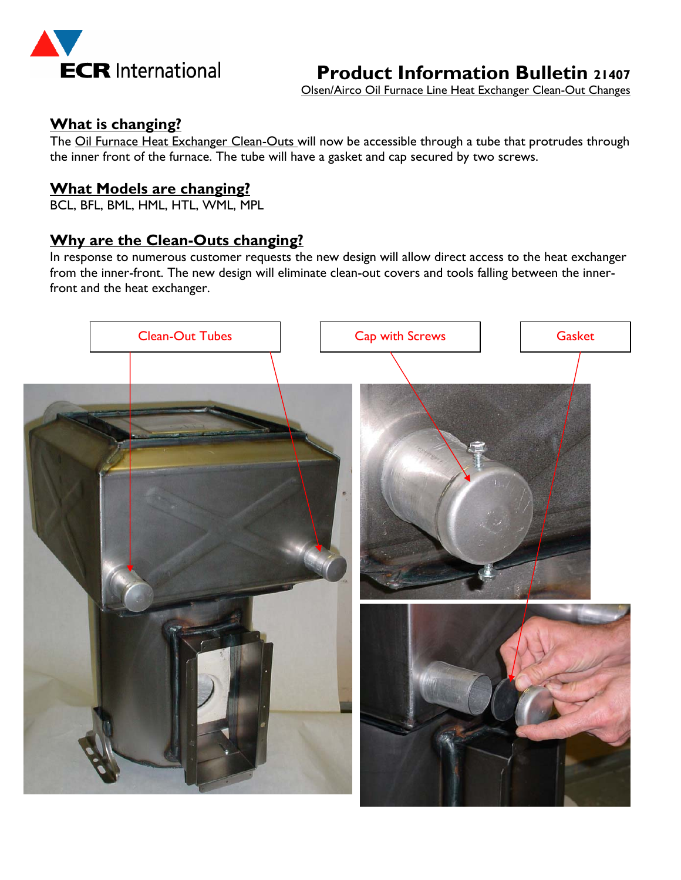**ECR International**

# Product Information Bulletin 21407

Olsen/Airco Oil Furnace Line Heat Exchanger Clean-Out Changes

## What is changing?

The Oil Furnace Heat Exchanger Clean-Outs will now be accessible through a tube that protrudes through the inner front of the furnace. The tube will have a gasket and cap secured by two screws.

## What Models are changing?

BCL, BFL, BML, HML, HTL, WML, MPL

## Why are the Clean-Outs changing?

In response to numerous customer requests the new design will allow direct access to the heat exchanger from the inner-front. The new design will eliminate clean-out covers and tools falling between the inner-front and the heat exchanger.

Clean-Out Tubes

Cap with Screws

Gasket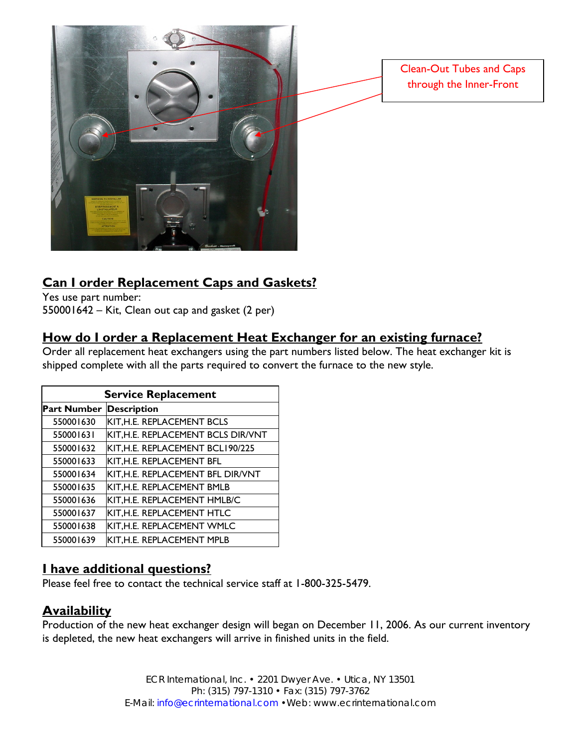Clean-Out Tubes and Caps through the Inner-Front

## Can I order Replacement Caps and Gaskets?

Yes use part number:
550001642 – Kit, Clean out cap and gasket (2 per)

## How do I order a Replacement Heat Exchanger for an existing furnace?

Order all replacement heat exchangers using the part numbers listed below. The heat exchanger kit is shipped complete with all the parts required to convert the furnace to the new style.

| Service Replacement | |
|---|---|
| **Part Number** | **Description** |
| 550001630 | KIT,H.E. REPLACEMENT BCLS |
| 550001631 | KIT,H.E. REPLACEMENT BCLS DIR/VNT |
| 550001632 | KIT,H.E. REPLACEMENT BCL190/225 |
| 550001633 | KIT,H.E. REPLACEMENT BFL |
| 550001634 | KIT,H.E. REPLACEMENT BFL DIR/VNT |
| 550001635 | KIT,H.E. REPLACEMENT BMLB |
| 550001636 | KIT,H.E. REPLACEMENT HMLB/C |
| 550001637 | KIT,H.E. REPLACEMENT HTLC |
| 550001638 | KIT,H.E. REPLACEMENT WMLC |
| 550001639 | KIT,H.E. REPLACEMENT MPLB |

## I have additional questions?

Please feel free to contact the technical service staff at 1-800-325-5479.

## Availability

Production of the new heat exchanger design will began on December 11, 2006. As our current inventory is depleted, the new heat exchangers will arrive in finished units in the field.

ECR International, Inc. • 2201 Dwyer Ave. • Utica, NY 13501
Ph: (315) 797-1310 • Fax: (315) 797-3762
E-Mail: info@ecrinternational.com • Web: www.ecrinternational.com